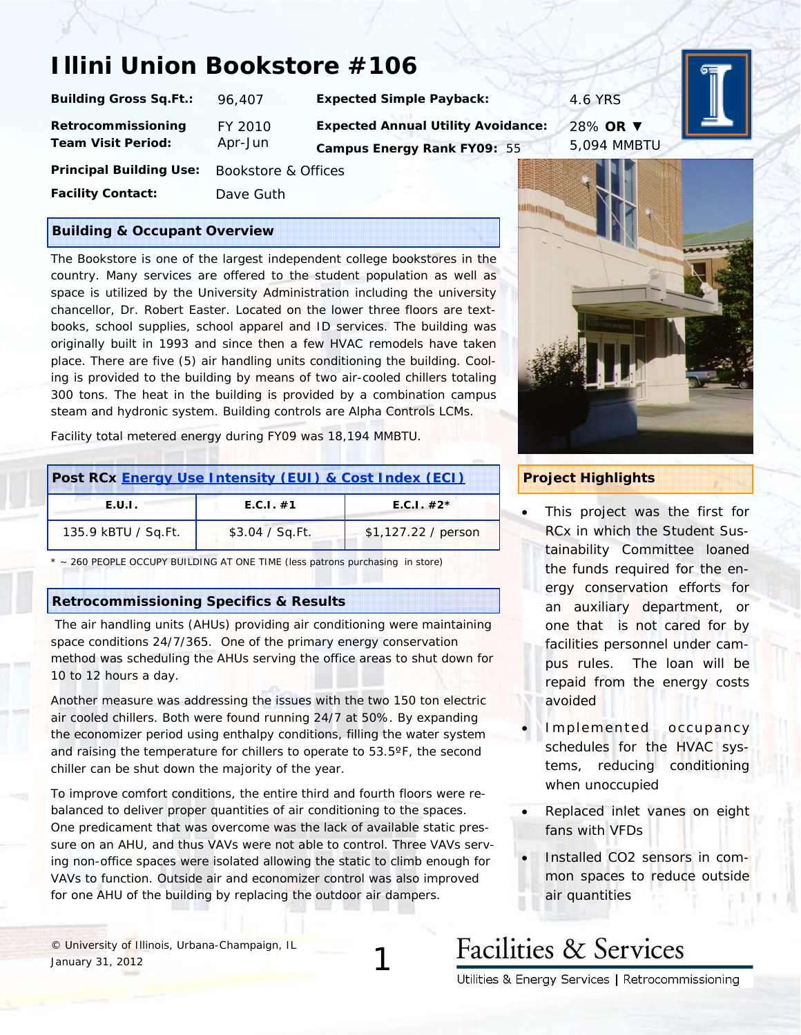# Illini Union Bookstore #106

**Building Gross Sq.Ft.:** 96,407

**Expected Simple Payback:** 4.6 YRS

**Retrocommissioning Team Visit Period:** FY 2010 Apr-Jun

**Expected Annual Utility Avoidance:** 28% **OR ▼** 5,094 MMBTU

**Campus Energy Rank FY09:** 55

**Principal Building Use:** Bookstore & Offices

**Facility Contact:** Dave Guth

## Building & Occupant Overview

The Bookstore is one of the largest independent college bookstores in the country. Many services are offered to the student population as well as space is utilized by the University Administration including the university chancellor, Dr. Robert Easter. Located on the lower three floors are text-books, school supplies, school apparel and ID services. The building was originally built in 1993 and since then a few HVAC remodels have taken place. There are five (5) air handling units conditioning the building. Cooling is provided to the building by means of two air-cooled chillers totaling 300 tons. The heat in the building is provided by a combination campus steam and hydronic system. Building controls are Alpha Controls LCMs.

Facility total metered energy during FY09 was 18,194 MMBTU.

## Post RCx Energy Use Intensity (EUI) & Cost Index (ECI)

| E.U.I. | E.C.I. #1 | E.C.I. #2* |
|---|---|---|
| 135.9 kBTU / Sq.Ft. | $3.04 / Sq.Ft. | $1,127.22 / person |

* ~ 260 PEOPLE OCCUPY BUILDING AT ONE TIME (less patrons purchasing in store)

## Retrocommissioning Specifics & Results

The air handling units (AHUs) providing air conditioning were maintaining space conditions 24/7/365. One of the primary energy conservation method was scheduling the AHUs serving the office areas to shut down for 10 to 12 hours a day.

Another measure was addressing the issues with the two 150 ton electric air cooled chillers. Both were found running 24/7 at 50%. By expanding the economizer period using enthalpy conditions, filling the water system and raising the temperature for chillers to operate to 53.5ºF, the second chiller can be shut down the majority of the year.

To improve comfort conditions, the entire third and fourth floors were re-balanced to deliver proper quantities of air conditioning to the spaces. One predicament that was overcome was the lack of available static pressure on an AHU, and thus VAVs were not able to control. Three VAVs serving non-office spaces were isolated allowing the static to climb enough for VAVs to function. Outside air and economizer control was also improved for one AHU of the building by replacing the outdoor air dampers.

## Project Highlights

- This project was the first for RCx in which the Student Sustainability Committee loaned the funds required for the energy conservation efforts for an auxiliary department, or one that is not cared for by facilities personnel under campus rules. The loan will be repaid from the energy costs avoided
- Implemented occupancy schedules for the HVAC systems, reducing conditioning when unoccupied
- Replaced inlet vanes on eight fans with VFDs
- Installed $CO_2$ sensors in common spaces to reduce outside air quantities

© University of Illinois, Urbana-Champaign, IL
January 31, 2012

Facilities & Services
Utilities & Energy Services | Retrocommissioning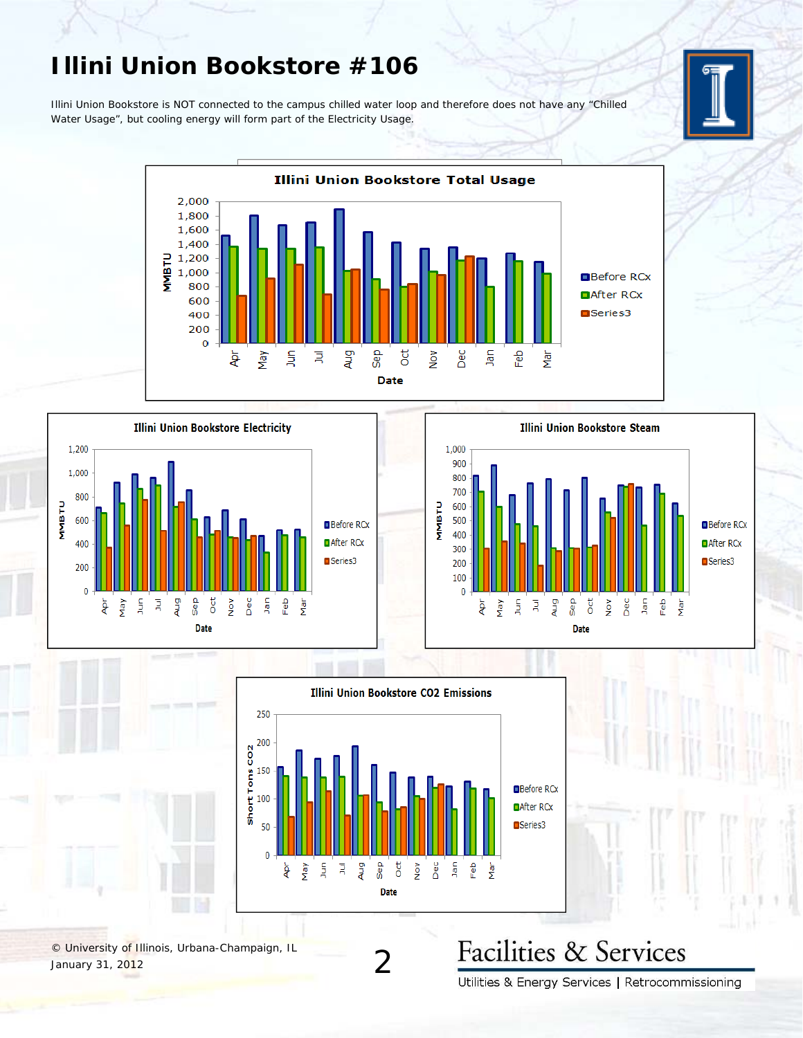# Illini Union Bookstore #106

Illini Union Bookstore is NOT connected to the campus chilled water loop and therefore does not have any "Chilled Water Usage", but cooling energy will form part of the Electricity Usage.

Illini Union Bookstore Total Usage

MMBTU

2,000
1,800
1,600
1,400
1,200
1,000
800
600
400
200
0

Apr May Jun Jul Aug Sep Oct Nov Dec Jan Feb Mar

Date

Before RCx
After RCx
Series3

Illini Union Bookstore Electricity

MMBTU

1,200
1,000
800
600
400
200
0

Apr May Jun Jul Aug Sep Oct Nov Dec Jan Feb Mar

Date

Before RCx
After RCx
Series3

Illini Union Bookstore Steam

MMBTU

1,000
900
800
700
600
500
400
300
200
100
0

Apr May Jun Jul Aug Sep Oct Nov Dec Jan Feb Mar

Date

Before RCx
After RCx
Series3

Illini Union Bookstore CO2 Emissions

Short Tons CO2

250
200
150
100
50
0

Apr May Jun Jul Aug Sep Oct Nov Dec Jan Feb Mar

Date

Before RCx
After RCx
Series3

© University of Illinois, Urbana-Champaign, IL
January 31, 2012

Facilities & Services

Utilities & Energy Services | Retrocommissioning